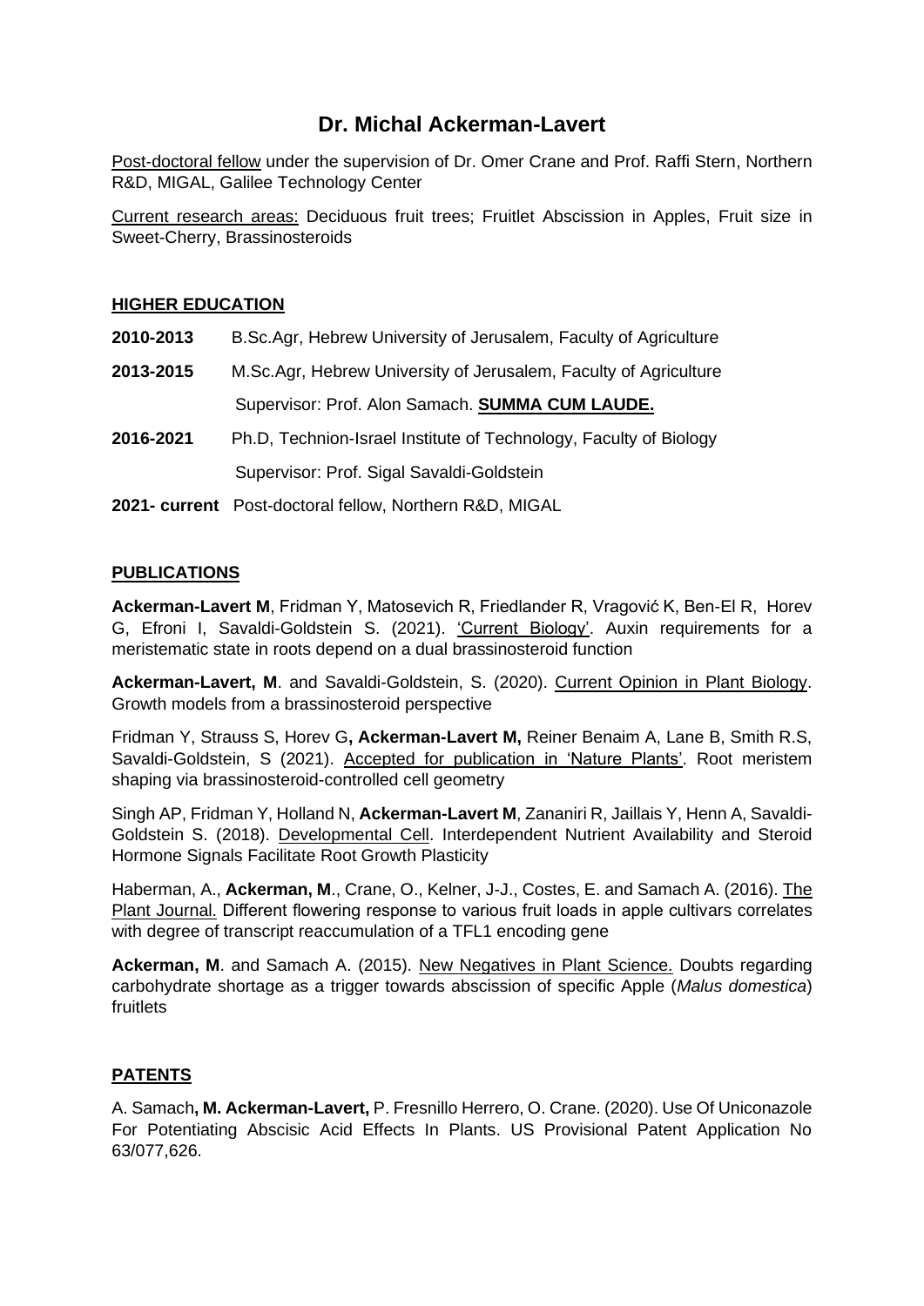# Dr. Michal Ackerman-Lavert

Post-doctoral fellow under the supervision of Dr. Omer Crane and Prof. Raffi Stern, Northern R&D, MIGAL, Galilee Technology Center

Current research areas: Deciduous fruit trees; Fruitlet Abscission in Apples, Fruit size in Sweet-Cherry, Brassinosteroids

## HIGHER EDUCATION

**2010-2013** B.Sc.Agr, Hebrew University of Jerusalem, Faculty of Agriculture

**2013-2015** M.Sc.Agr, Hebrew University of Jerusalem, Faculty of Agriculture
Supervisor: Prof. Alon Samach. **SUMMA CUM LAUDE.**

**2016-2021** Ph.D, Technion-Israel Institute of Technology, Faculty of Biology
Supervisor: Prof. Sigal Savaldi-Goldstein

**2021- current** Post-doctoral fellow, Northern R&D, MIGAL

## PUBLICATIONS

**Ackerman-Lavert M**, Fridman Y, Matosevich R, Friedlander R, Vragović K, Ben-El R, Horev G, Efroni I, Savaldi-Goldstein S. (2021). 'Current Biology'. Auxin requirements for a meristematic state in roots depend on a dual brassinosteroid function

**Ackerman-Lavert, M**. and Savaldi-Goldstein, S. (2020). Current Opinion in Plant Biology. Growth models from a brassinosteroid perspective

Fridman Y, Strauss S, Horev G**, Ackerman-Lavert M,** Reiner Benaim A, Lane B, Smith R.S, Savaldi-Goldstein, S (2021). Accepted for publication in 'Nature Plants'. Root meristem shaping via brassinosteroid-controlled cell geometry

Singh AP, Fridman Y, Holland N, **Ackerman-Lavert M**, Zananiri R, Jaillais Y, Henn A, Savaldi-Goldstein S. (2018). Developmental Cell. Interdependent Nutrient Availability and Steroid Hormone Signals Facilitate Root Growth Plasticity

Haberman, A., **Ackerman, M**., Crane, O., Kelner, J-J., Costes, E. and Samach A. (2016). The Plant Journal. Different flowering response to various fruit loads in apple cultivars correlates with degree of transcript reaccumulation of a TFL1 encoding gene

**Ackerman, M**. and Samach A. (2015). New Negatives in Plant Science. Doubts regarding carbohydrate shortage as a trigger towards abscission of specific Apple (*Malus domestica*) fruitlets

## PATENTS

A. Samach**, M. Ackerman-Lavert,** P. Fresnillo Herrero, O. Crane. (2020). Use Of Uniconazole For Potentiating Abscisic Acid Effects In Plants. US Provisional Patent Application No 63/077,626.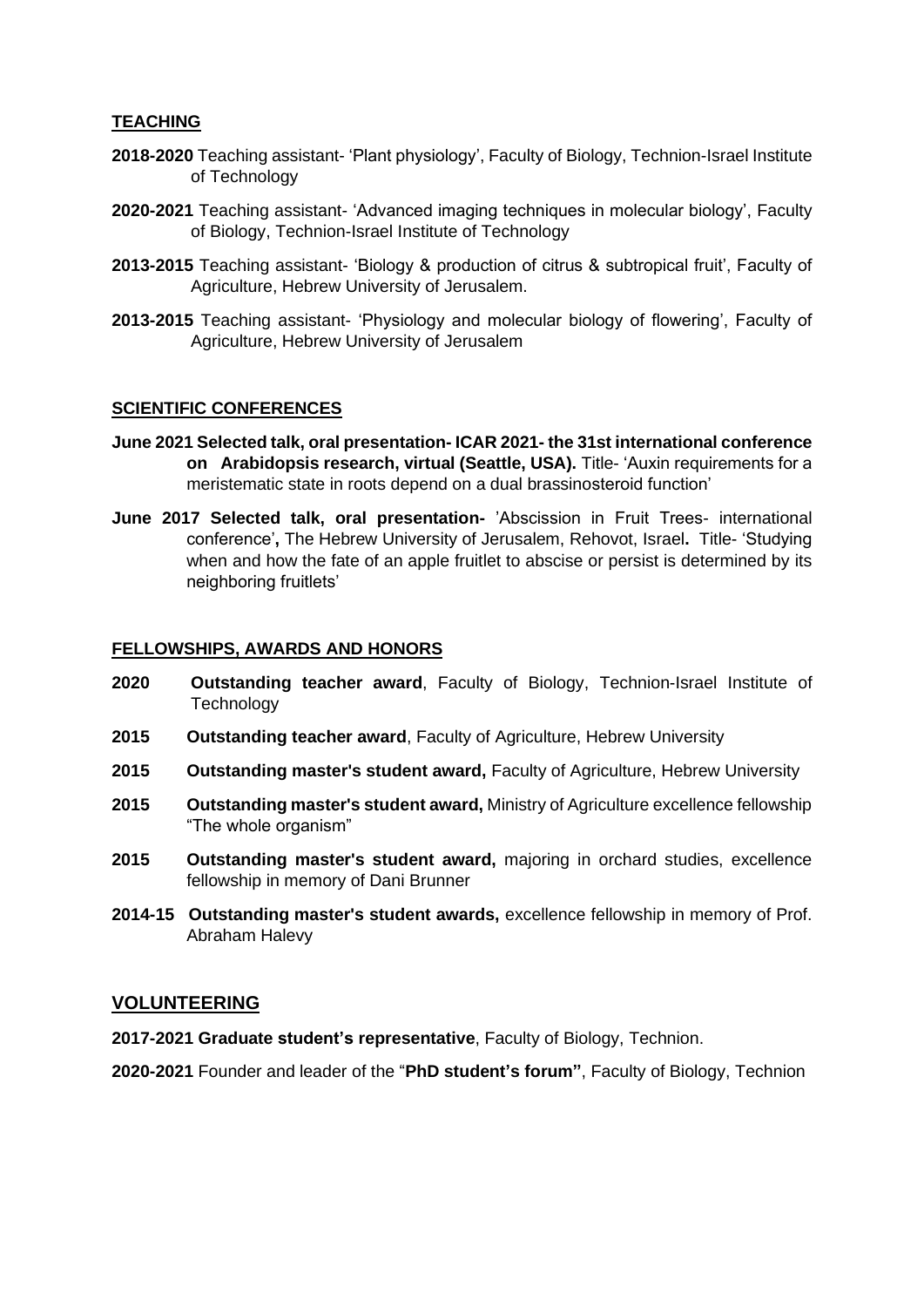## TEACHING

**2018-2020** Teaching assistant- 'Plant physiology', Faculty of Biology, Technion-Israel Institute of Technology

**2020-2021** Teaching assistant- 'Advanced imaging techniques in molecular biology', Faculty of Biology, Technion-Israel Institute of Technology

**2013-2015** Teaching assistant- 'Biology & production of citrus & subtropical fruit', Faculty of Agriculture, Hebrew University of Jerusalem.

**2013-2015** Teaching assistant- 'Physiology and molecular biology of flowering', Faculty of Agriculture, Hebrew University of Jerusalem

## SCIENTIFIC CONFERENCES

**June 2021 Selected talk, oral presentation- ICAR 2021- the 31st international conference on Arabidopsis research, virtual (Seattle, USA).** Title- 'Auxin requirements for a meristematic state in roots depend on a dual brassinosteroid function'

**June 2017 Selected talk, oral presentation-** 'Abscission in Fruit Trees- international conference'**,** The Hebrew University of Jerusalem, Rehovot, Israel**.** Title- 'Studying when and how the fate of an apple fruitlet to abscise or persist is determined by its neighboring fruitlets'

## FELLOWSHIPS, AWARDS AND HONORS

**2020** **Outstanding teacher award**, Faculty of Biology, Technion-Israel Institute of Technology

**2015** **Outstanding teacher award**, Faculty of Agriculture, Hebrew University

**2015** **Outstanding master's student award,** Faculty of Agriculture, Hebrew University

**2015** **Outstanding master's student award,** Ministry of Agriculture excellence fellowship "The whole organism"

**2015** **Outstanding master's student award,** majoring in orchard studies, excellence fellowship in memory of Dani Brunner

**2014-15** **Outstanding master's student awards,** excellence fellowship in memory of Prof. Abraham Halevy

## VOLUNTEERING

**2017-2021 Graduate student's representative**, Faculty of Biology, Technion.

**2020-2021** Founder and leader of the "**PhD student's forum"**, Faculty of Biology, Technion